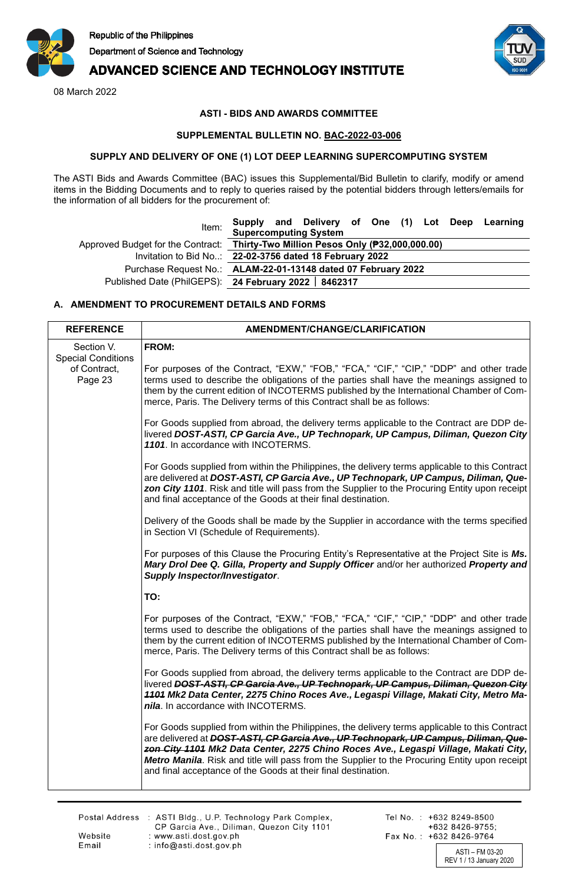Republic of the Philippines
Department of Science and Technology
**ADVANCED SCIENCE AND TECHNOLOGY INSTITUTE**

08 March 2022

**ASTI - BIDS AND AWARDS COMMITTEE**

**SUPPLEMENTAL BULLETIN NO. BAC-2022-03-006**

**SUPPLY AND DELIVERY OF ONE (1) LOT DEEP LEARNING SUPERCOMPUTING SYSTEM**

The ASTI Bids and Awards Committee (BAC) issues this Supplemental/Bid Bulletin to clarify, modify or amend items in the Bidding Documents and to reply to queries raised by the potential bidders through letters/emails for the information of all bidders for the procurement of:

| | |
|---|---|
| Item: | **Supply and Delivery of One (1) Lot Deep Learning Supercomputing System** |
| Approved Budget for the Contract: | **Thirty-Two Million Pesos Only (₱32,000,000.00)** |
| Invitation to Bid No..: | **22-02-3756 dated 18 February 2022** |
| Purchase Request No.: | **ALAM-22-01-13148 dated 07 February 2022** |
| Published Date (PhilGEPS): | **24 February 2022 \| 8462317** |

## A. AMENDMENT TO PROCUREMENT DETAILS AND FORMS

| REFERENCE | AMENDMENT/CHANGE/CLARIFICATION |
|---|---|
| Section V. Special Conditions of Contract, Page 23 | **FROM:**<br><br>For purposes of the Contract, "EXW," "FOB," "FCA," "CIF," "CIP," "DDP" and other trade terms used to describe the obligations of the parties shall have the meanings assigned to them by the current edition of INCOTERMS published by the International Chamber of Commerce, Paris. The Delivery terms of this Contract shall be as follows:<br><br>For Goods supplied from abroad, the delivery terms applicable to the Contract are DDP delivered ***DOST-ASTI, CP Garcia Ave., UP Technopark, UP Campus, Diliman, Quezon City 1101***. In accordance with INCOTERMS.<br><br>For Goods supplied from within the Philippines, the delivery terms applicable to this Contract are delivered at ***DOST-ASTI, CP Garcia Ave., UP Technopark, UP Campus, Diliman, Quezon City 1101***. Risk and title will pass from the Supplier to the Procuring Entity upon receipt and final acceptance of the Goods at their final destination.<br><br>Delivery of the Goods shall be made by the Supplier in accordance with the terms specified in Section VI (Schedule of Requirements).<br><br>For purposes of this Clause the Procuring Entity's Representative at the Project Site is ***Ms. Mary Drol Dee Q. Gilla, Property and Supply Officer*** and/or her authorized ***Property and Supply Inspector/Investigator***.<br><br>**TO:**<br><br>For purposes of the Contract, "EXW," "FOB," "FCA," "CIF," "CIP," "DDP" and other trade terms used to describe the obligations of the parties shall have the meanings assigned to them by the current edition of INCOTERMS published by the International Chamber of Commerce, Paris. The Delivery terms of this Contract shall be as follows:<br><br>For Goods supplied from abroad, the delivery terms applicable to the Contract are DDP delivered ~~***DOST-ASTI, CP Garcia Ave., UP Technopark, UP Campus, Diliman, Quezon City 1101***~~ ***Mk2 Data Center, 2275 Chino Roces Ave., Legaspi Village, Makati City, Metro Manila***. In accordance with INCOTERMS.<br><br>For Goods supplied from within the Philippines, the delivery terms applicable to this Contract are delivered at ~~***DOST-ASTI, CP Garcia Ave., UP Technopark, UP Campus, Diliman, Quezon City 1101***~~ ***Mk2 Data Center, 2275 Chino Roces Ave., Legaspi Village, Makati City, Metro Manila***. Risk and title will pass from the Supplier to the Procuring Entity upon receipt and final acceptance of the Goods at their final destination. |

Postal Address : ASTI Bldg., U.P. Technology Park Complex, CP Garcia Ave., Diliman, Quezon City 1101
Website : www.asti.dost.gov.ph
Email : info@asti.dost.gov.ph
Tel No. : +632 8249-8500; +632 8426-9755;
Fax No. : +632 8426-9764

ASTI – FM 03-20
REV 1 / 13 January 2020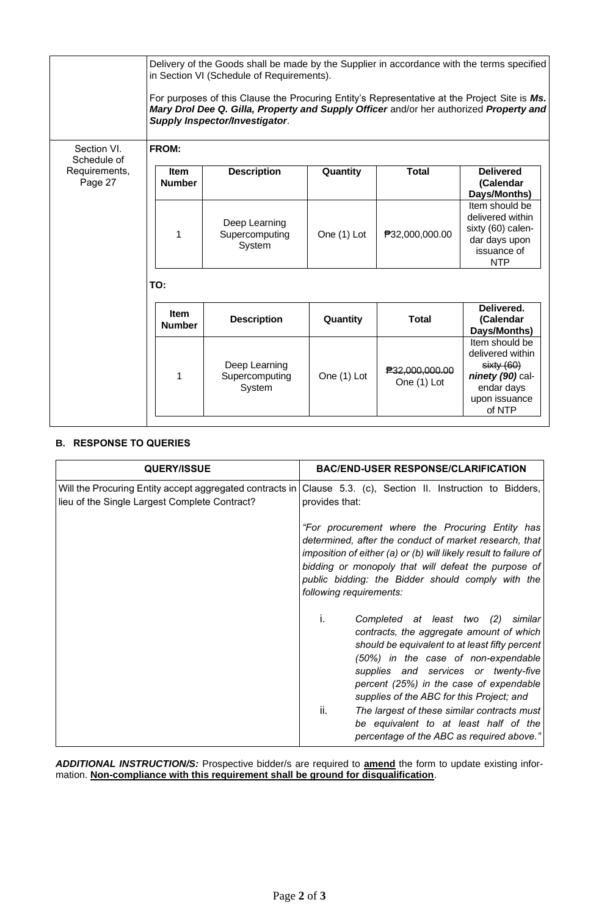| | |
|---|---|
| | Delivery of the Goods shall be made by the Supplier in accordance with the terms specified in Section VI (Schedule of Requirements).<br><br>For purposes of this Clause the Procuring Entity's Representative at the Project Site is ***Ms. Mary Drol Dee Q. Gilla, Property and Supply Officer*** and/or her authorized ***Property and Supply Inspector/Investigator***. |
| Section VI. Schedule of Requirements, Page 27 | **FROM:**<br><br>\| **Item Number** \| **Description** \| **Quantity** \| **Total** \| **Delivered (Calendar Days/Months)** \|<br>\| 1 \| Deep Learning Supercomputing System \| One (1) Lot \| ₱32,000,000.00 \| Item should be delivered within sixty (60) calendar days upon issuance of NTP \|<br><br>**TO:**<br><br>\| **Item Number** \| **Description** \| **Quantity** \| **Total** \| **Delivered. (Calendar Days/Months)** \|<br>\| 1 \| Deep Learning Supercomputing System \| One (1) Lot \| ~~₱32,000,000.00~~ One (1) Lot \| Item should be delivered within ~~sixty (60)~~ ***ninety (90)*** calendar days upon issuance of NTP \| |

## B. RESPONSE TO QUERIES

| QUERY/ISSUE | BAC/END-USER RESPONSE/CLARIFICATION |
|---|---|
| Will the Procuring Entity accept aggregated contracts in lieu of the Single Largest Complete Contract? | Clause 5.3. (c), Section II. Instruction to Bidders, provides that:<br><br>*"For procurement where the Procuring Entity has determined, after the conduct of market research, that imposition of either (a) or (b) will likely result to failure of bidding or monopoly that will defeat the purpose of public bidding: the Bidder should comply with the following requirements:*<br><br>i. *Completed at least two (2) similar contracts, the aggregate amount of which should be equivalent to at least fifty percent (50%) in the case of non-expendable supplies and services or twenty-five percent (25%) in the case of expendable supplies of the ABC for this Project; and*<br>ii. *The largest of these similar contracts must be equivalent to at least half of the percentage of the ABC as required above."* |

***ADDITIONAL INSTRUCTION/S:*** Prospective bidder/s are required to **amend** the form to update existing information. **Non-compliance with this requirement shall be ground for disqualification**.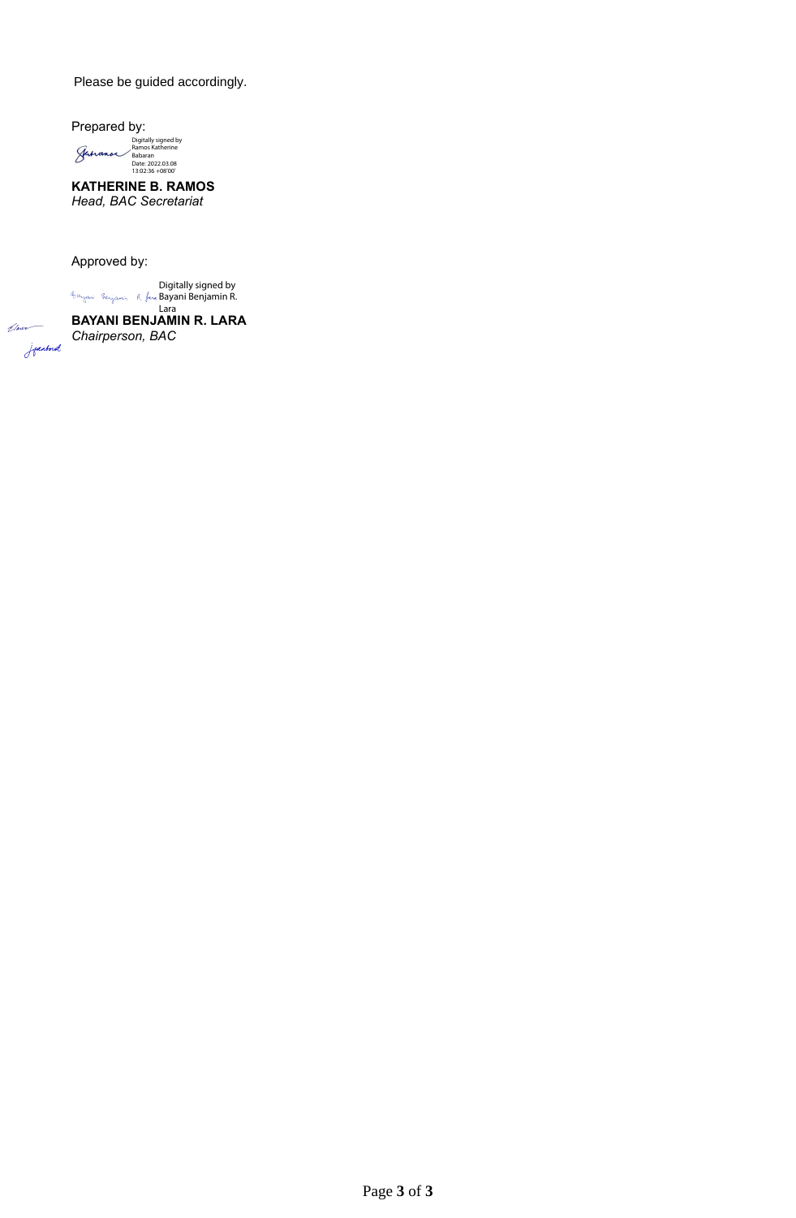Please be guided accordingly.

Prepared by:

Digitally signed by Ramos Katherine Babaran
Date: 2022.03.08 13:02:36 +08'00'

**KATHERINE B. RAMOS**
*Head, BAC Secretariat*

Approved by:

Digitally signed by Bayani Benjamin R. Lara

**BAYANI BENJAMIN R. LARA**
*Chairperson, BAC*